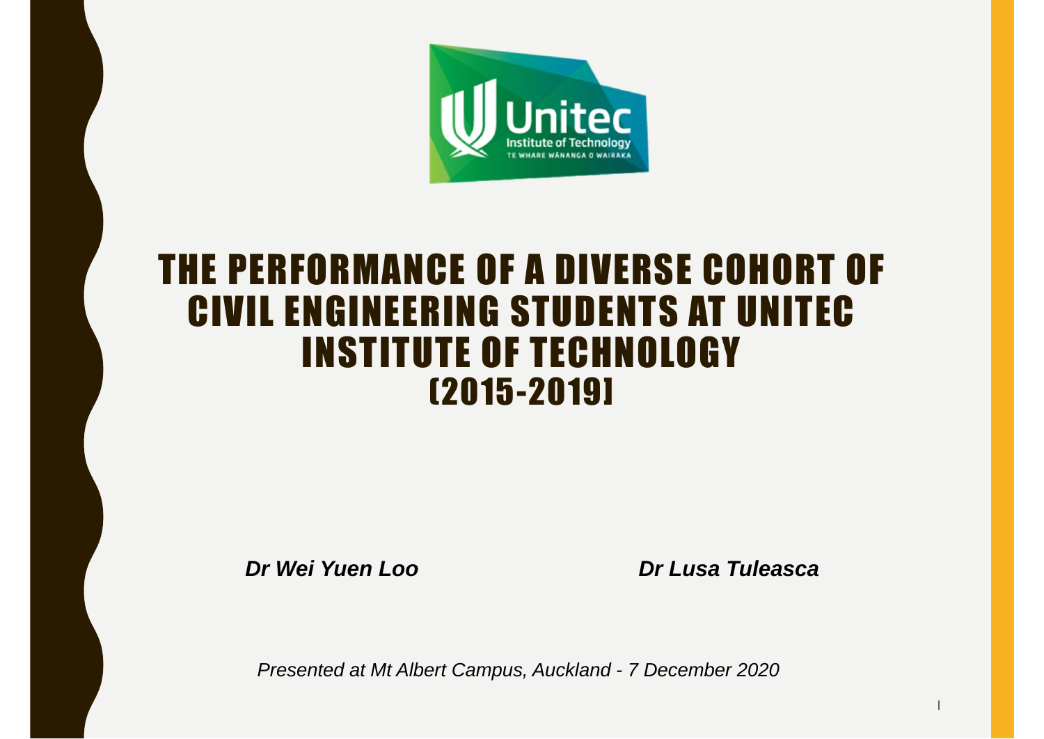# THE PERFORMANCE OF A DIVERSE COHORT OF CIVIL ENGINEERING STUDENTS AT UNITEC INSTITUTE OF TECHNOLOGY (2015-2019)

***Dr Wei Yuen Loo***

***Dr Lusa Tuleasca***

*Presented at Mt Albert Campus, Auckland - 7 December 2020*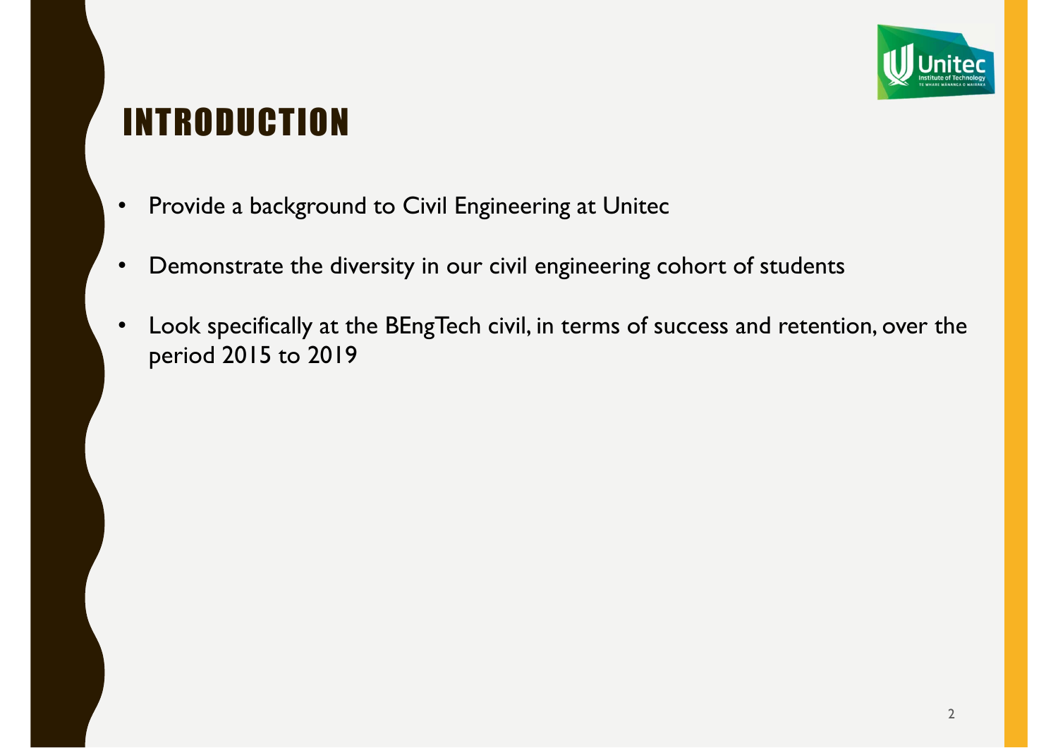# INTRODUCTION

- Provide a background to Civil Engineering at Unitec
- Demonstrate the diversity in our civil engineering cohort of students
- Look specifically at the BEngTech civil, in terms of success and retention, over the period 2015 to 2019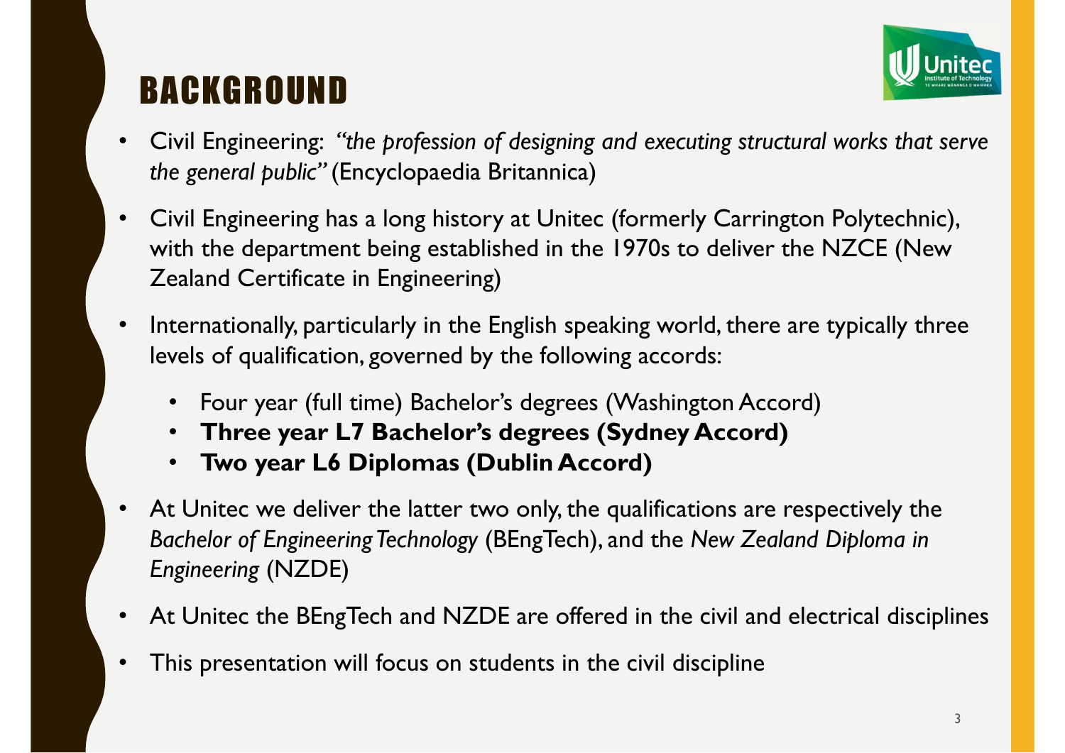# BACKGROUND

- Civil Engineering: *"the profession of designing and executing structural works that serve the general public"* (Encyclopaedia Britannica)
- Civil Engineering has a long history at Unitec (formerly Carrington Polytechnic), with the department being established in the 1970s to deliver the NZCE (New Zealand Certificate in Engineering)
- Internationally, particularly in the English speaking world, there are typically three levels of qualification, governed by the following accords:
  - Four year (full time) Bachelor's degrees (Washington Accord)
  - **Three year L7 Bachelor's degrees (Sydney Accord)**
  - **Two year L6 Diplomas (Dublin Accord)**
- At Unitec we deliver the latter two only, the qualifications are respectively the *Bachelor of Engineering Technology* (BEngTech), and the *New Zealand Diploma in Engineering* (NZDE)
- At Unitec the BEngTech and NZDE are offered in the civil and electrical disciplines
- This presentation will focus on students in the civil discipline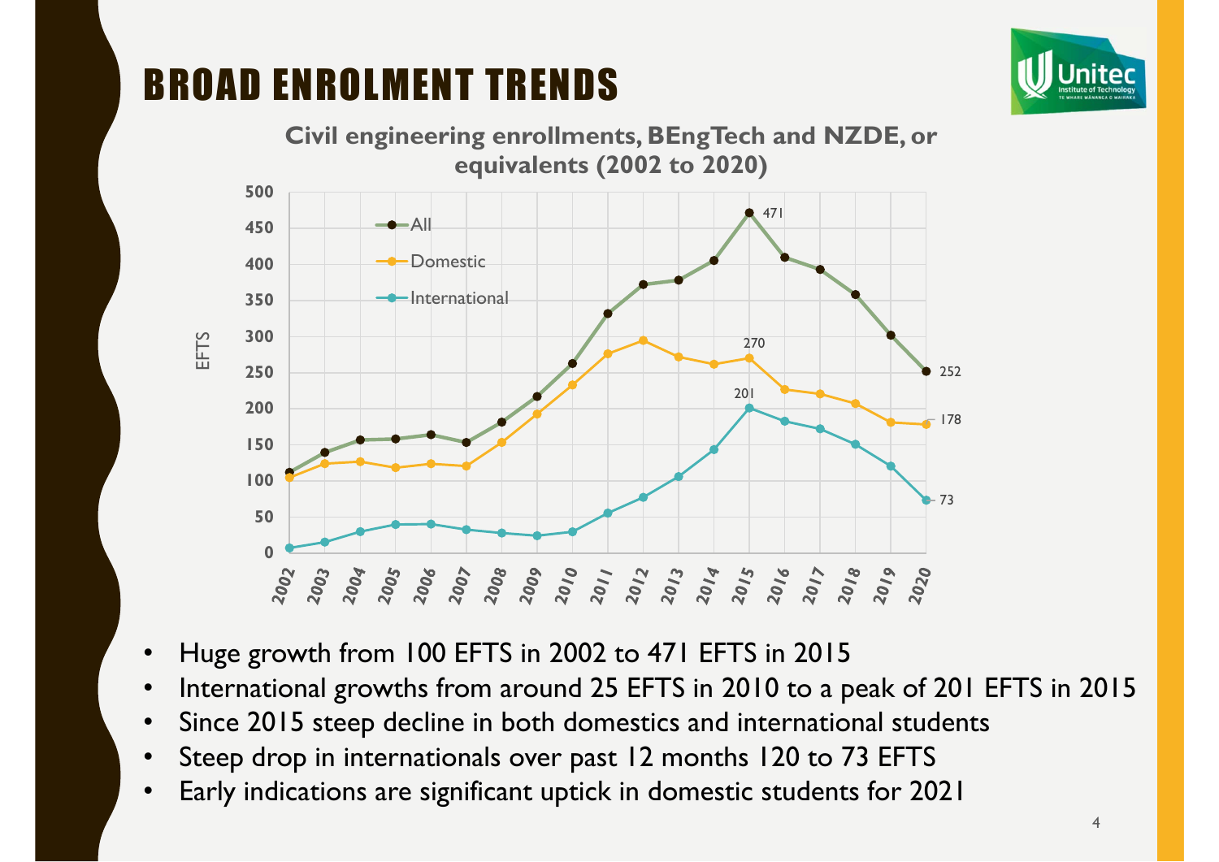# BROAD ENROLMENT TRENDS

**Civil engineering enrollments, BEngTech and NZDE, or equivalents (2002 to 2020)**

- Huge growth from 100 EFTS in 2002 to 471 EFTS in 2015
- International growths from around 25 EFTS in 2010 to a peak of 201 EFTS in 2015
- Since 2015 steep decline in both domestics and international students
- Steep drop in internationals over past 12 months 120 to 73 EFTS
- Early indications are significant uptick in domestic students for 2021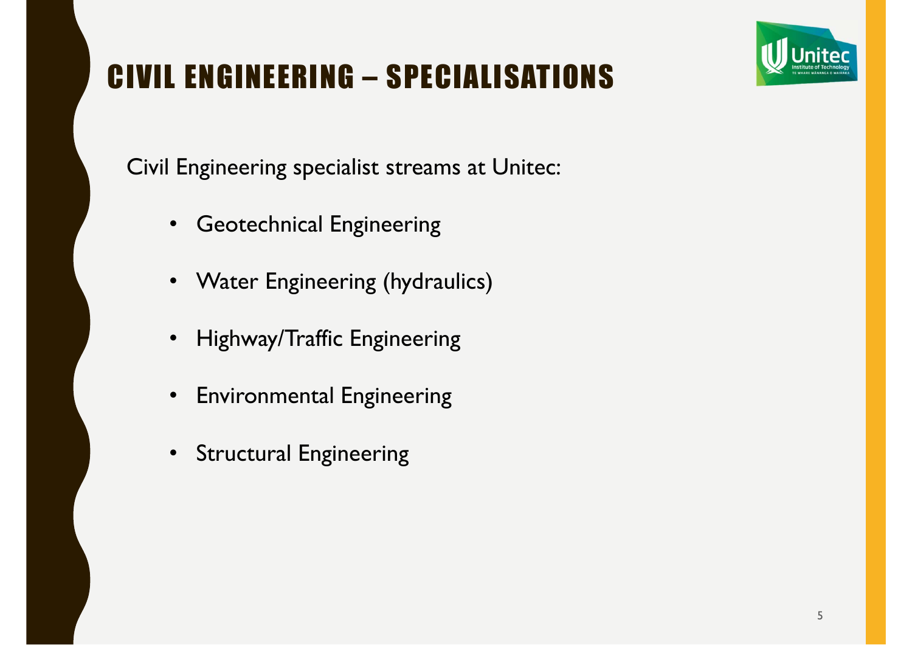# CIVIL ENGINEERING – SPECIALISATIONS

Civil Engineering specialist streams at Unitec:

- Geotechnical Engineering
- Water Engineering (hydraulics)
- Highway/Traffic Engineering
- Environmental Engineering
- Structural Engineering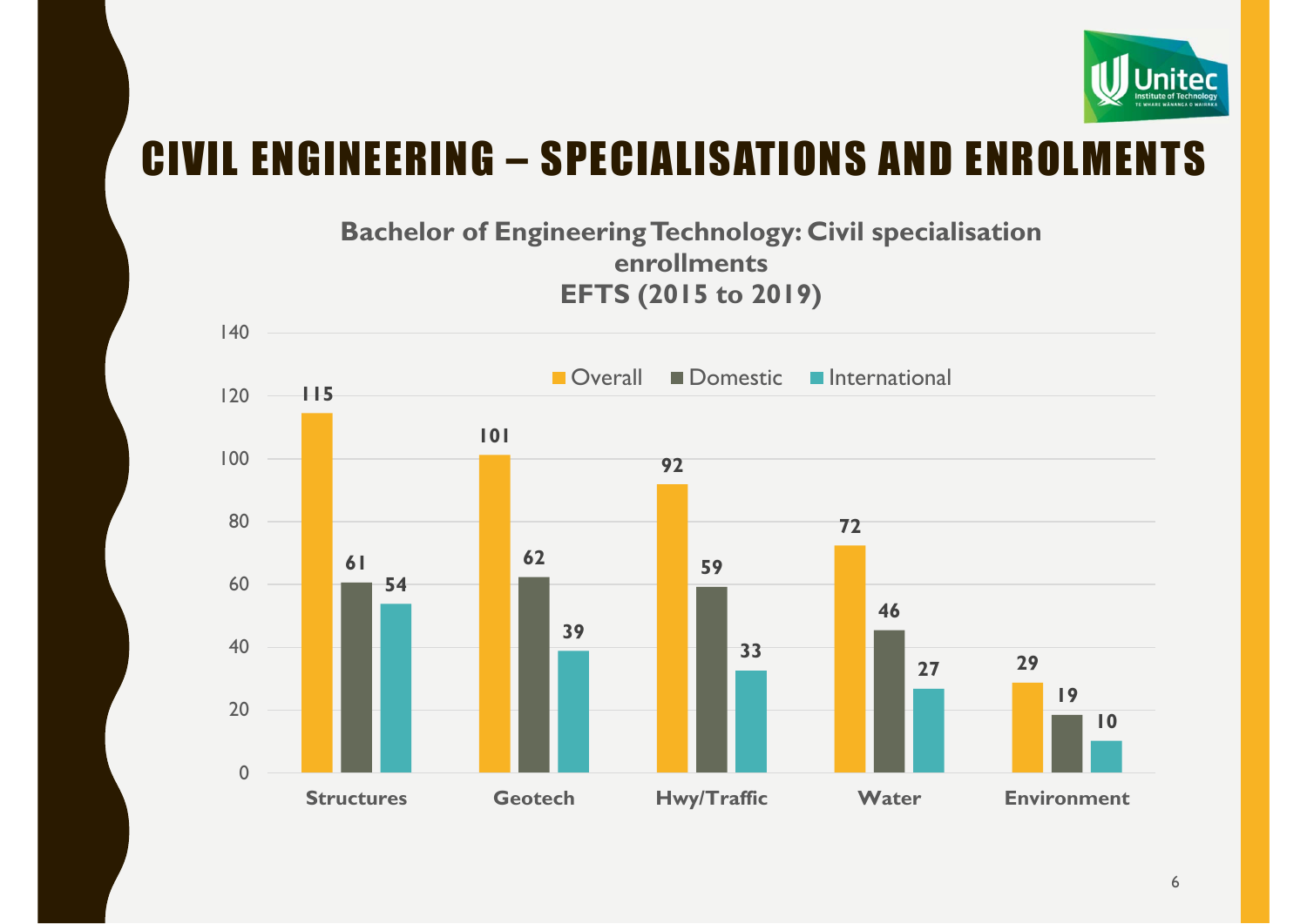# CIVIL ENGINEERING – SPECIALISATIONS AND ENROLMENTS

**Bachelor of Engineering Technology: Civil specialisation enrollments**
**EFTS (2015 to 2019)**

| Specialisation | Overall | Domestic | International |
|---|---|---|---|
| Structures | 115 | 61 | 54 |
| Geotech | 101 | 62 | 39 |
| Hwy/Traffic | 92 | 59 | 33 |
| Water | 72 | 46 | 27 |
| Environment | 29 | 19 | 10 |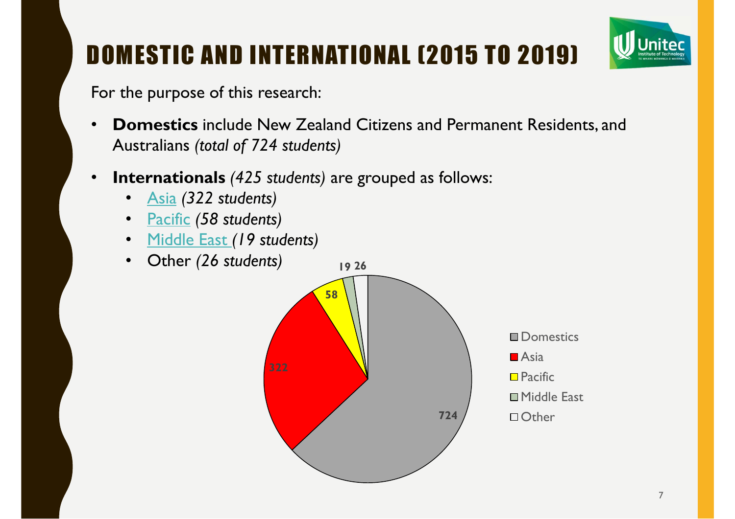# DOMESTIC AND INTERNATIONAL (2015 TO 2019)

For the purpose of this research:

- **Domestics** include New Zealand Citizens and Permanent Residents, and Australians *(total of 724 students)*
- **Internationals** *(425 students)* are grouped as follows:
  - Asia *(322 students)*
  - Pacific *(58 students)*
  - Middle East *(19 students)*
  - Other *(26 students)*

| Category | Students |
|---|---|
| Domestics | 724 |
| Asia | 322 |
| Pacific | 58 |
| Middle East | 19 |
| Other | 26 |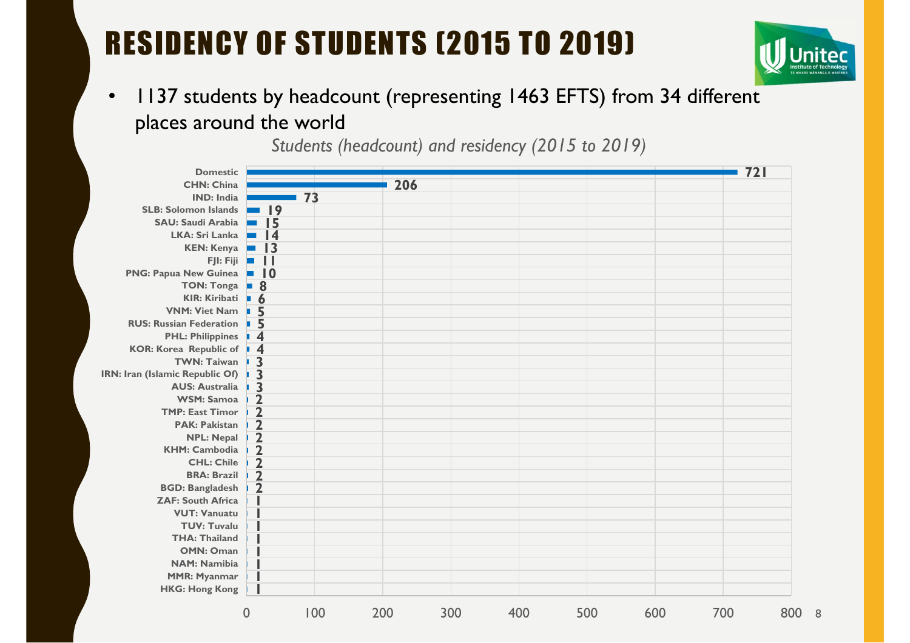# RESIDENCY OF STUDENTS (2015 TO 2019)

- 1137 students by headcount (representing 1463 EFTS) from 34 different places around the world

*Students (headcount) and residency (2015 to 2019)*

| Residency | Students (headcount) |
|---|---|
| Domestic | 721 |
| CHN: China | 206 |
| IND: India | 73 |
| SLB: Solomon Islands | 19 |
| SAU: Saudi Arabia | 15 |
| LKA: Sri Lanka | 14 |
| KEN: Kenya | 13 |
| FJI: Fiji | 11 |
| PNG: Papua New Guinea | 10 |
| TON: Tonga | 8 |
| KIR: Kiribati | 6 |
| VNM: Viet Nam | 5 |
| RUS: Russian Federation | 5 |
| PHL: Philippines | 4 |
| KOR: Korea Republic of | 4 |
| TWN: Taiwan | 3 |
| IRN: Iran (Islamic Republic Of) | 3 |
| AUS: Australia | 3 |
| WSM: Samoa | 2 |
| TMP: East Timor | 2 |
| PAK: Pakistan | 2 |
| NPL: Nepal | 2 |
| KHM: Cambodia | 2 |
| CHL: Chile | 2 |
| BRA: Brazil | 2 |
| BGD: Bangladesh | 2 |
| ZAF: South Africa | 1 |
| VUT: Vanuatu | 1 |
| TUV: Tuvalu | 1 |
| THA: Thailand | 1 |
| OMN: Oman | 1 |
| NAM: Namibia | 1 |
| MMR: Myanmar | 1 |
| HKG: Hong Kong | 1 |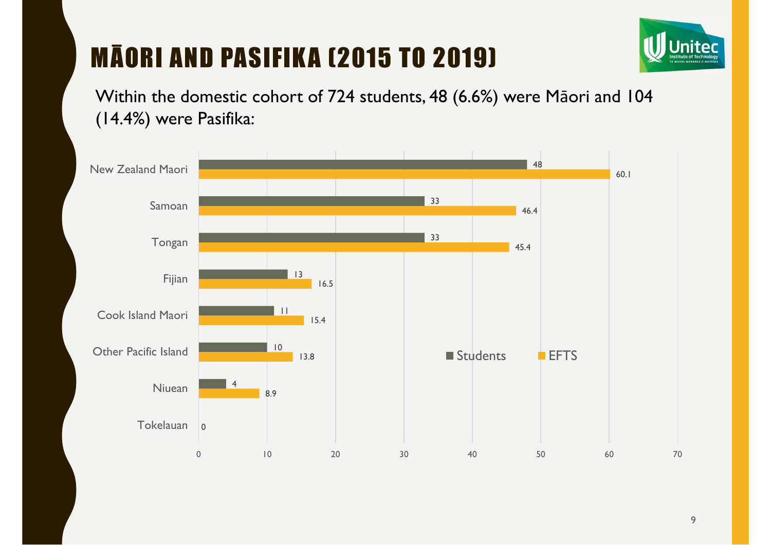# MĀORI AND PASIFIKA (2015 TO 2019)

Within the domestic cohort of 724 students, 48 (6.6%) were Māori and 104 (14.4%) were Pasifika:

| | Students | EFTS |
|---|---|---|
| New Zealand Maori | 48 | 60.1 |
| Samoan | 33 | 46.4 |
| Tongan | 33 | 45.4 |
| Fijian | 13 | 16.5 |
| Cook Island Maori | 11 | 15.4 |
| Other Pacific Island | 10 | 13.8 |
| Niuean | 4 | 8.9 |
| Tokelauan | 0 | |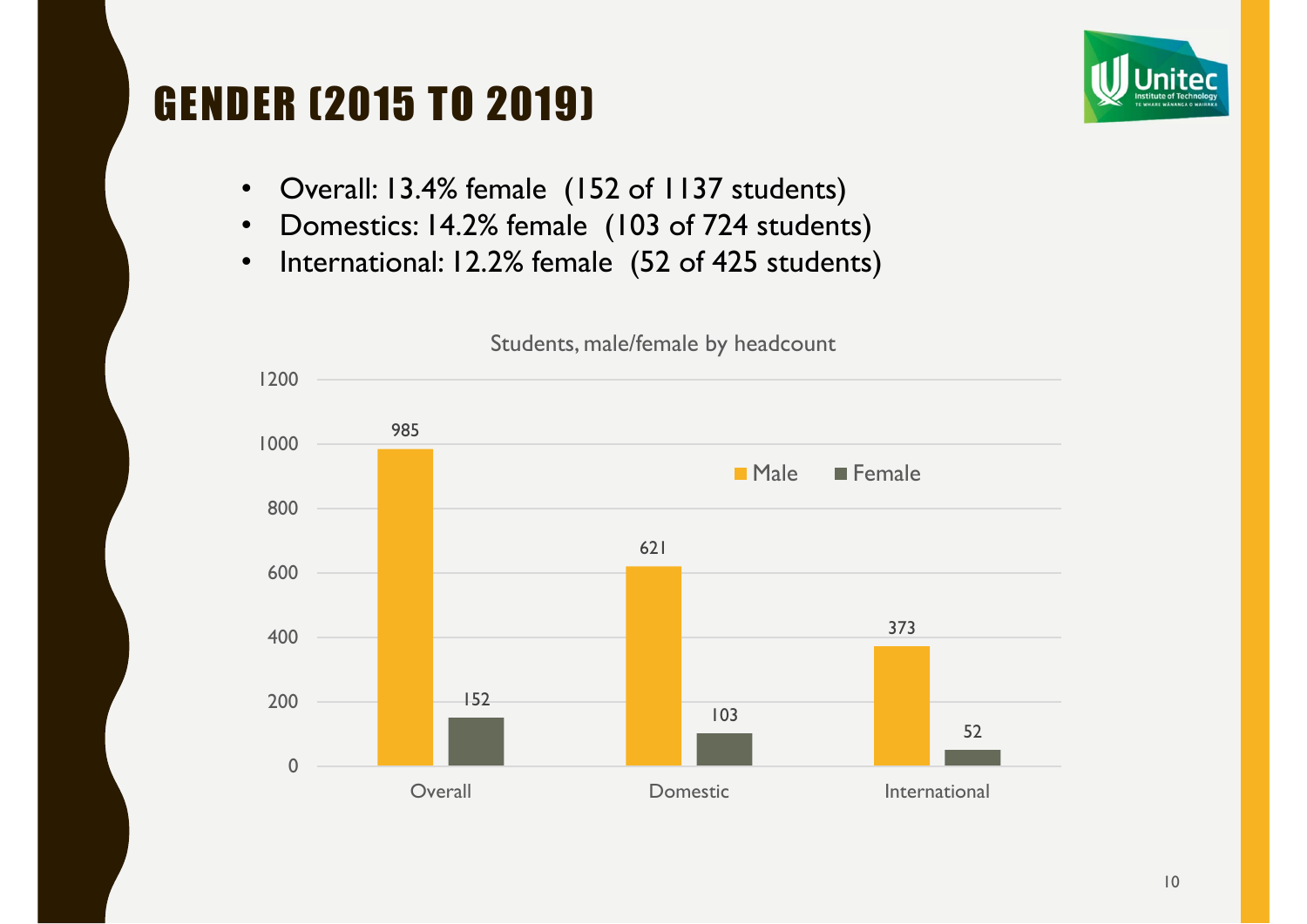# GENDER (2015 TO 2019)

- Overall: 13.4% female (152 of 1137 students)
- Domestics: 14.2% female (103 of 724 students)
- International: 12.2% female (52 of 425 students)

Students, male/female by headcount

| | Male | Female |
|---|---|---|
| Overall | 985 | 152 |
| Domestic | 621 | 103 |
| International | 373 | 52 |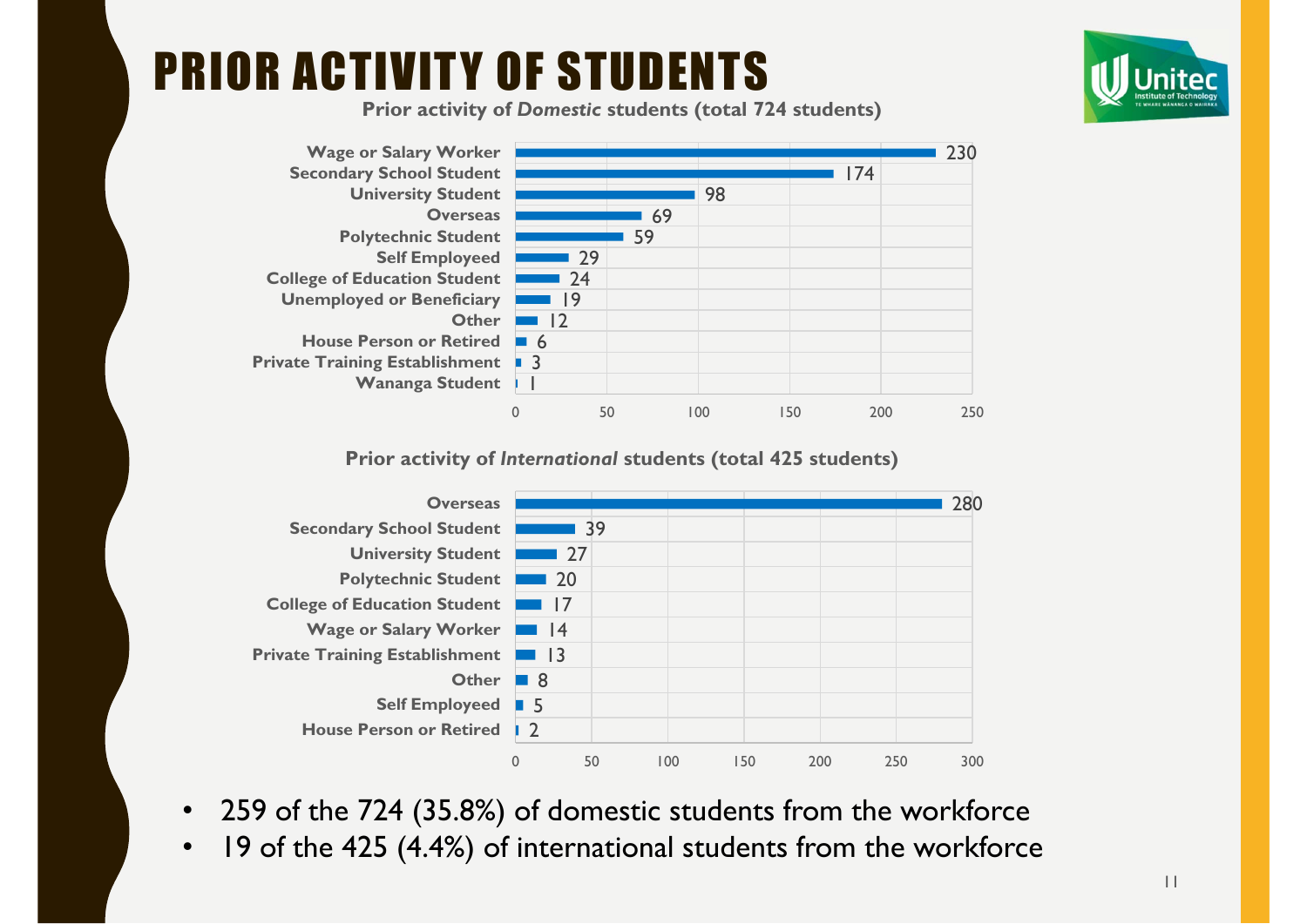# PRIOR ACTIVITY OF STUDENTS

**Prior activity of *Domestic* students (total 724 students)**

| Prior activity | Students |
|---|---|
| Wage or Salary Worker | 230 |
| Secondary School Student | 174 |
| University Student | 98 |
| Overseas | 69 |
| Polytechnic Student | 59 |
| Self Employeed | 29 |
| College of Education Student | 24 |
| Unemployed or Beneficiary | 19 |
| Other | 12 |
| House Person or Retired | 6 |
| Private Training Establishment | 3 |
| Wananga Student | 1 |

**Prior activity of *International* students (total 425 students)**

| Prior activity | Students |
|---|---|
| Overseas | 280 |
| Secondary School Student | 39 |
| University Student | 27 |
| Polytechnic Student | 20 |
| College of Education Student | 17 |
| Wage or Salary Worker | 14 |
| Private Training Establishment | 13 |
| Other | 8 |
| Self Employed | 5 |
| House Person or Retired | 2 |

- 259 of the 724 (35.8%) of domestic students from the workforce
- 19 of the 425 (4.4%) of international students from the workforce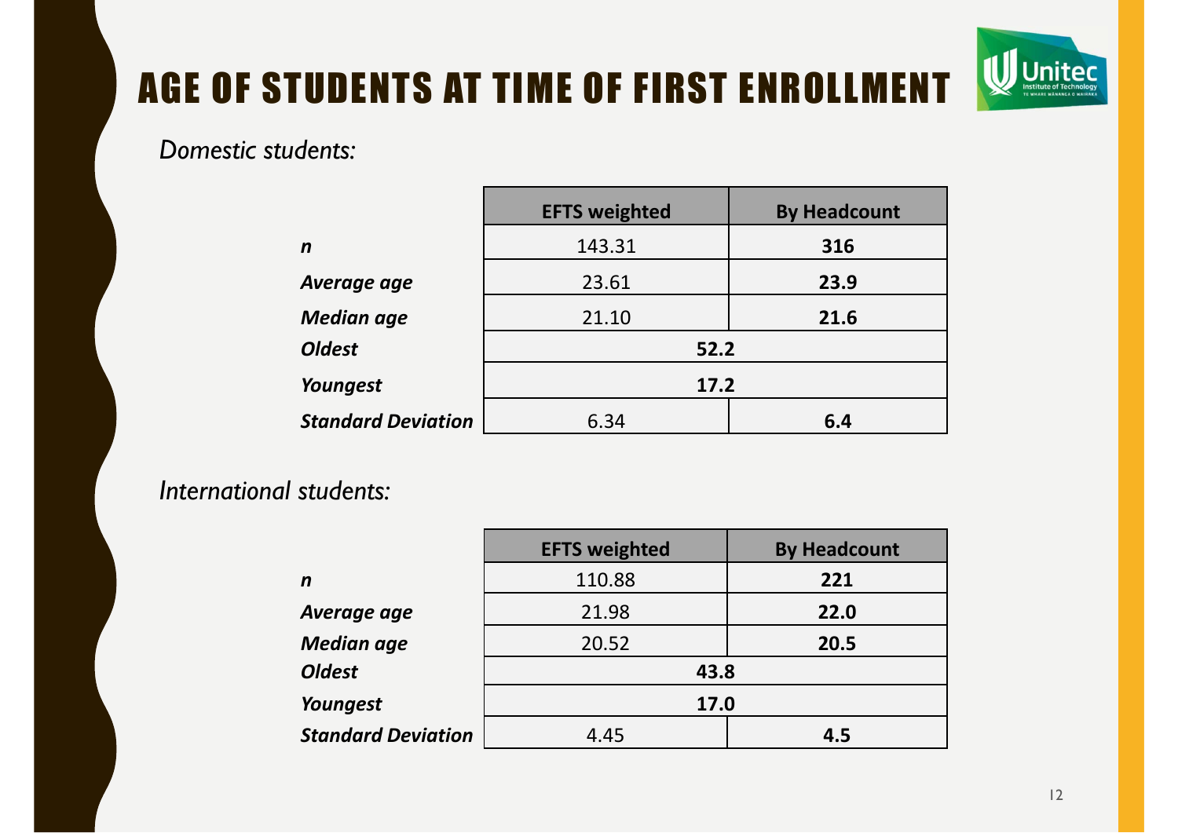# AGE OF STUDENTS AT TIME OF FIRST ENROLLMENT

*Domestic students:*

| | EFTS weighted | By Headcount |
|---|---|---|
| ***n*** | 143.31 | **316** |
| ***Average age*** | 23.61 | **23.9** |
| ***Median age*** | 21.10 | **21.6** |
| ***Oldest*** | **52.2** | |
| ***Youngest*** | **17.2** | |
| ***Standard Deviation*** | 6.34 | **6.4** |

*International students:*

| | EFTS weighted | By Headcount |
|---|---|---|
| ***n*** | 110.88 | **221** |
| ***Average age*** | 21.98 | **22.0** |
| ***Median age*** | 20.52 | **20.5** |
| ***Oldest*** | **43.8** | |
| ***Youngest*** | **17.0** | |
| ***Standard Deviation*** | 4.45 | **4.5** |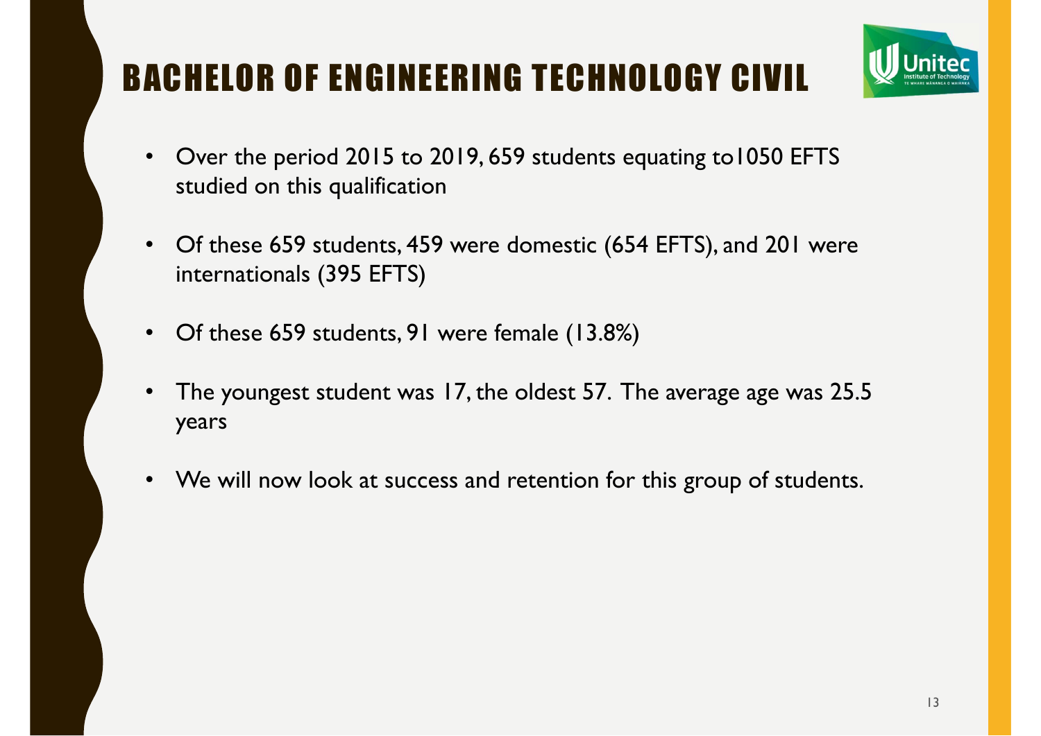# BACHELOR OF ENGINEERING TECHNOLOGY CIVIL

- Over the period 2015 to 2019, 659 students equating to1050 EFTS studied on this qualification
- Of these 659 students, 459 were domestic (654 EFTS), and 201 were internationals (395 EFTS)
- Of these 659 students, 91 were female (13.8%)
- The youngest student was 17, the oldest 57. The average age was 25.5 years
- We will now look at success and retention for this group of students.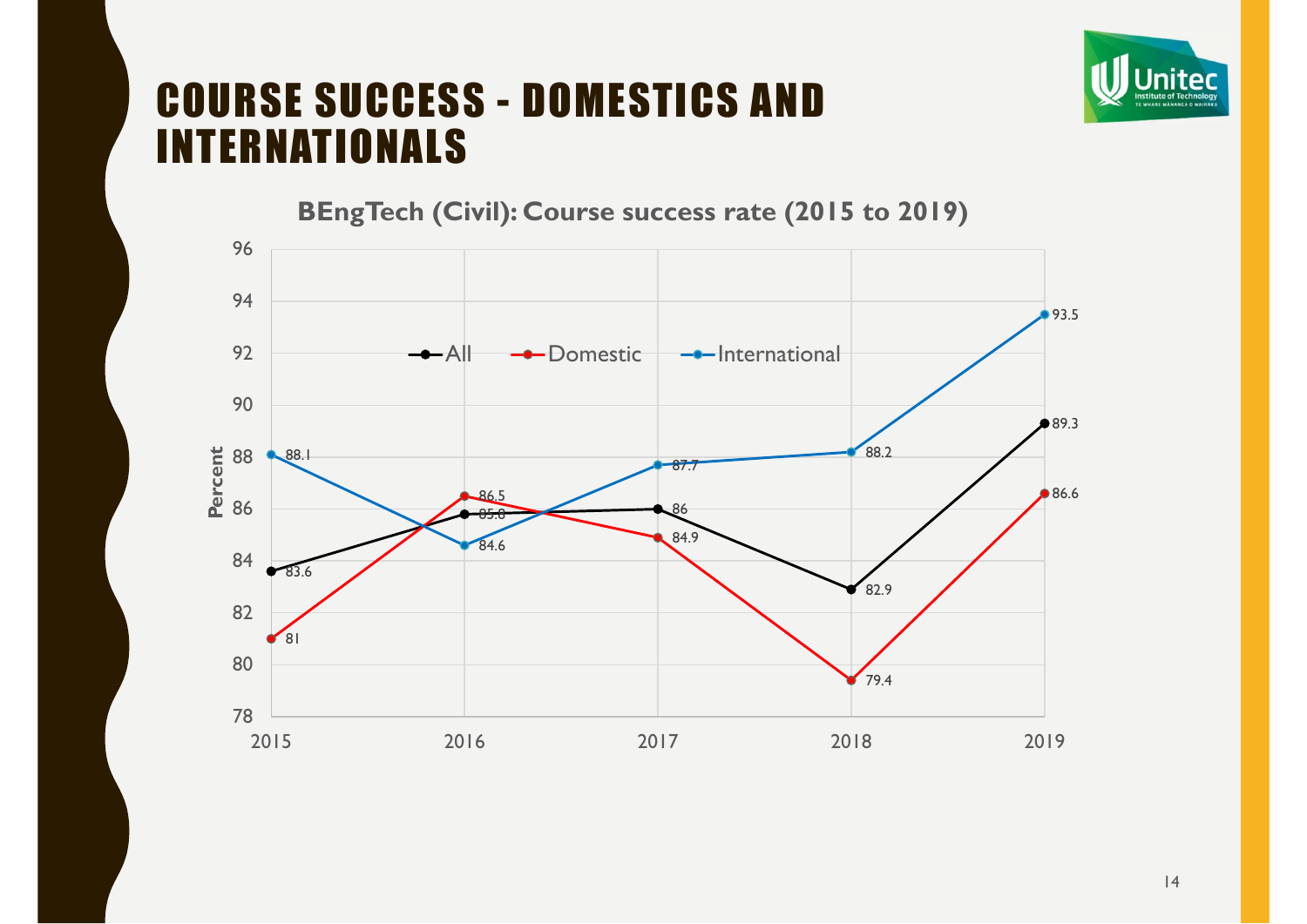# COURSE SUCCESS - DOMESTICS AND INTERNATIONALS

**BEngTech (Civil): Course success rate (2015 to 2019)**

| Year | All | Domestic | International |
|---|---|---|---|
| 2015 | 83.6 | 81 | 88.1 |
| 2016 | 85.8 | 86.5 | 84.6 |
| 2017 | 86 | 84.9 | 87.7 |
| 2018 | 82.9 | 79.4 | 88.2 |
| 2019 | 89.3 | 86.6 | 93.5 |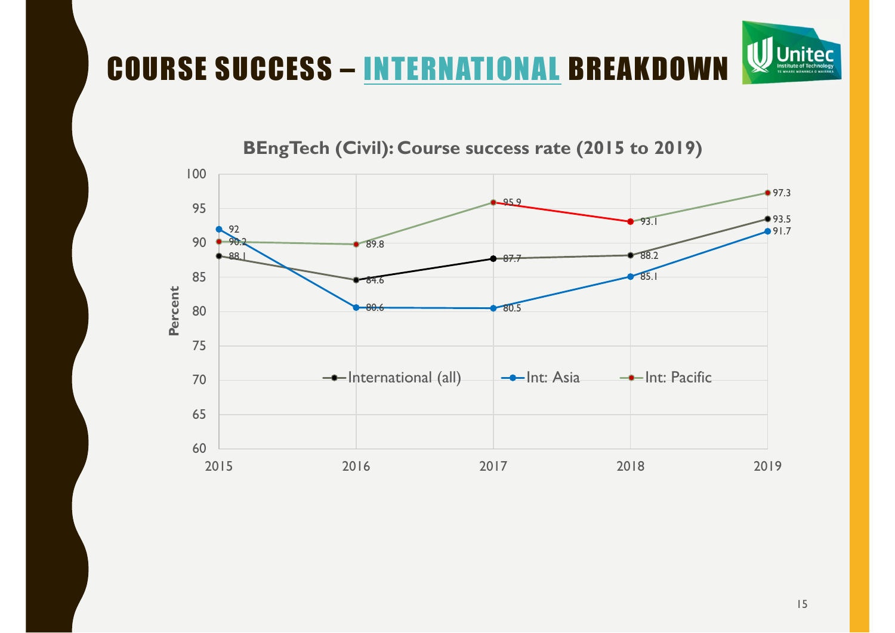# COURSE SUCCESS – INTERNATIONAL BREAKDOWN

**BEngTech (Civil): Course success rate (2015 to 2019)**

| Year | International (all) | Int: Asia | Int: Pacific |
|---|---|---|---|
| 2015 | 88.1 | 92 | 90.2 |
| 2016 | 84.6 | 80.6 | 89.8 |
| 2017 | 87.7 | 80.5 | 95.9 |
| 2018 | 88.2 | 85.1 | 93.1 |
| 2019 | 93.5 | 91.7 | 97.3 |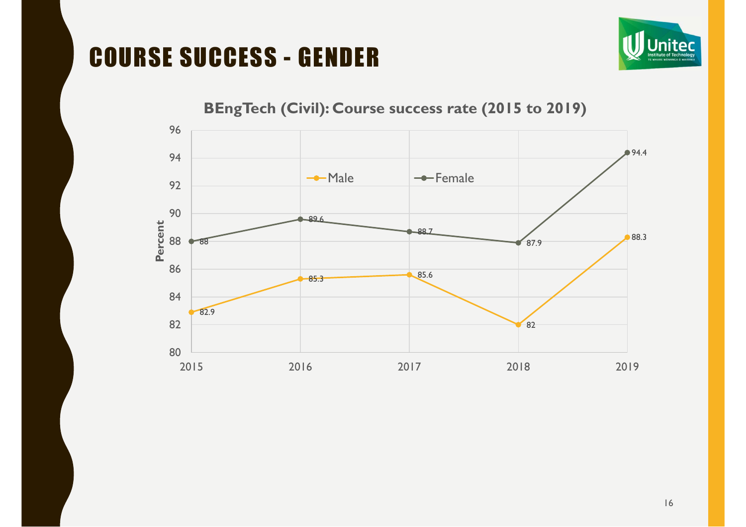# COURSE SUCCESS - GENDER

**BEngTech (Civil): Course success rate (2015 to 2019)**

| Year | Male | Female |
|---|---|---|
| 2015 | 82.9 | 88 |
| 2016 | 85.3 | 89.6 |
| 2017 | 85.6 | 88.7 |
| 2018 | 82 | 87.9 |
| 2019 | 88.3 | 94.4 |

Percent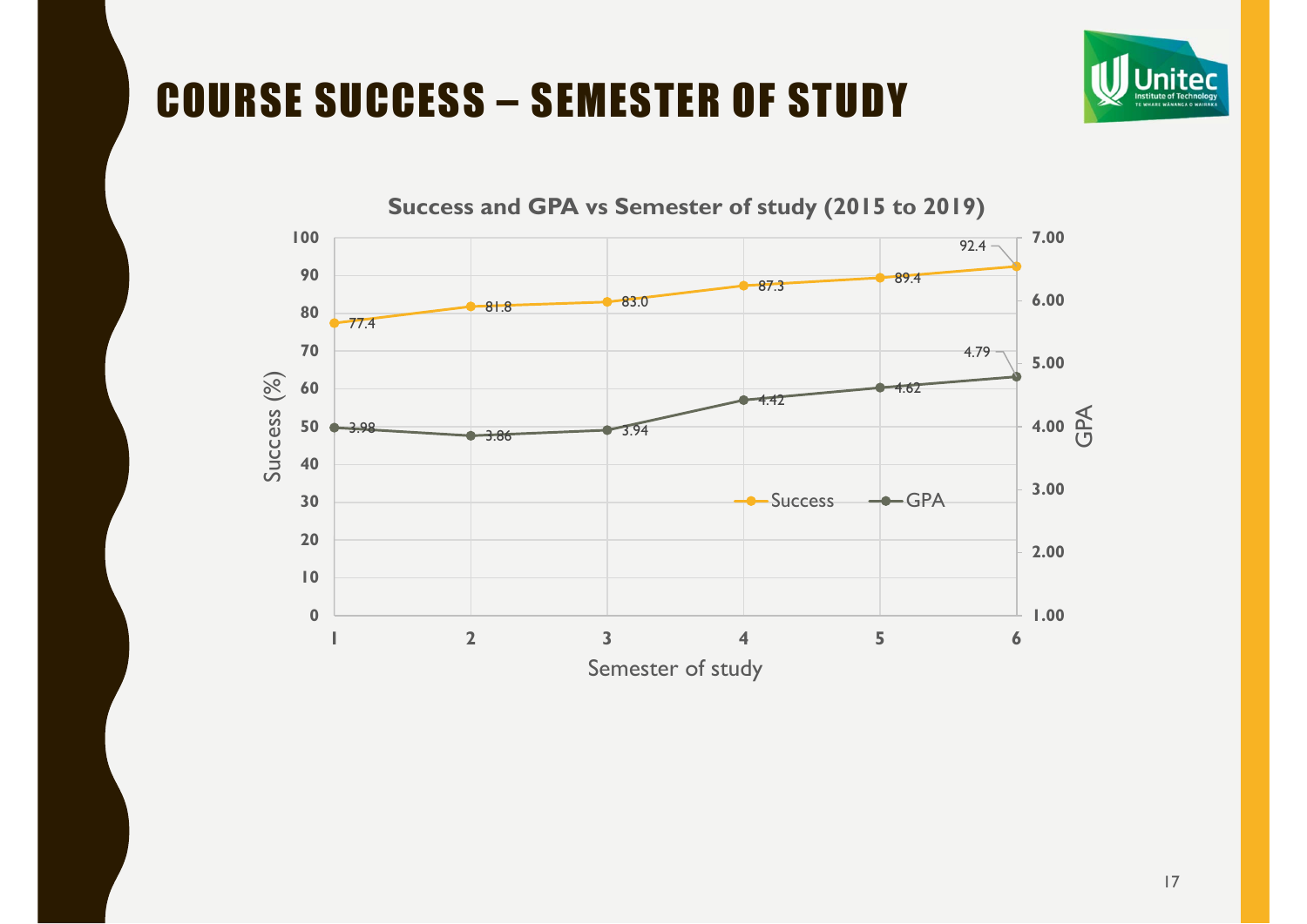# COURSE SUCCESS – SEMESTER OF STUDY

**Success and GPA vs Semester of study (2015 to 2019)**

| Semester of study | Success (%) | GPA |
|---|---|---|
| 1 | 77.4 | 3.98 |
| 2 | 81.8 | 3.86 |
| 3 | 83.0 | 3.94 |
| 4 | 87.3 | 4.42 |
| 5 | 89.4 | 4.62 |
| 6 | 92.4 | 4.79 |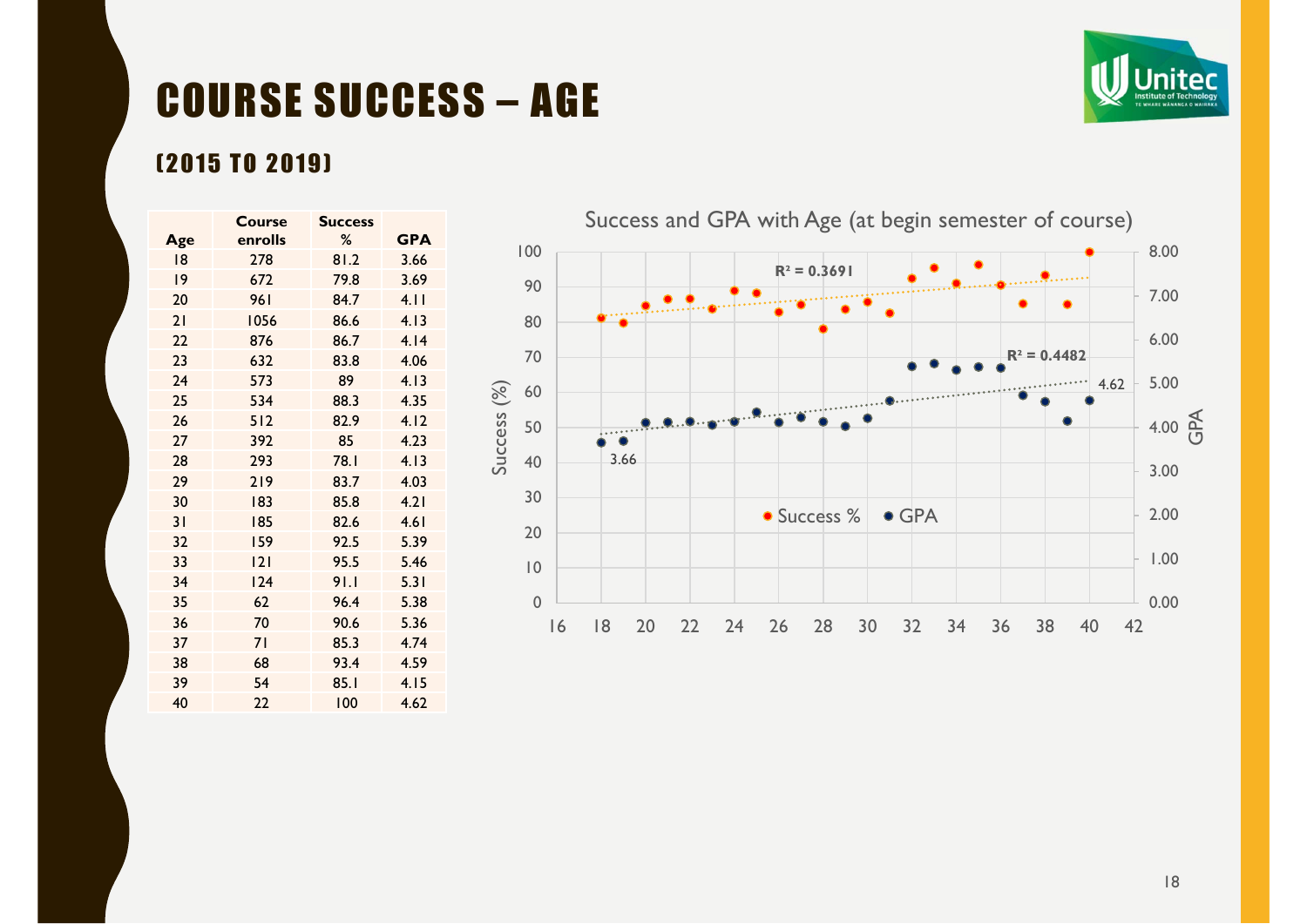# COURSE SUCCESS – AGE

## (2015 TO 2019)

| Age | Course enrolls | Success % | GPA |
|---|---|---|---|
| 18 | 278 | 81.2 | 3.66 |
| 19 | 672 | 79.8 | 3.69 |
| 20 | 961 | 84.7 | 4.11 |
| 21 | 1056 | 86.6 | 4.13 |
| 22 | 876 | 86.7 | 4.14 |
| 23 | 632 | 83.8 | 4.06 |
| 24 | 573 | 89 | 4.13 |
| 25 | 534 | 88.3 | 4.35 |
| 26 | 512 | 82.9 | 4.12 |
| 27 | 392 | 85 | 4.23 |
| 28 | 293 | 78.1 | 4.13 |
| 29 | 219 | 83.7 | 4.03 |
| 30 | 183 | 85.8 | 4.21 |
| 31 | 185 | 82.6 | 4.61 |
| 32 | 159 | 92.5 | 5.39 |
| 33 | 121 | 95.5 | 5.46 |
| 34 | 124 | 91.1 | 5.31 |
| 35 | 62 | 96.4 | 5.38 |
| 36 | 70 | 90.6 | 5.36 |
| 37 | 71 | 85.3 | 4.74 |
| 38 | 68 | 93.4 | 4.59 |
| 39 | 54 | 85.1 | 4.15 |
| 40 | 22 | 100 | 4.62 |

**Success and GPA with Age (at begin semester of course)**

Success %: $R^2 = 0.3691$

GPA: $R^2 = 0.4482$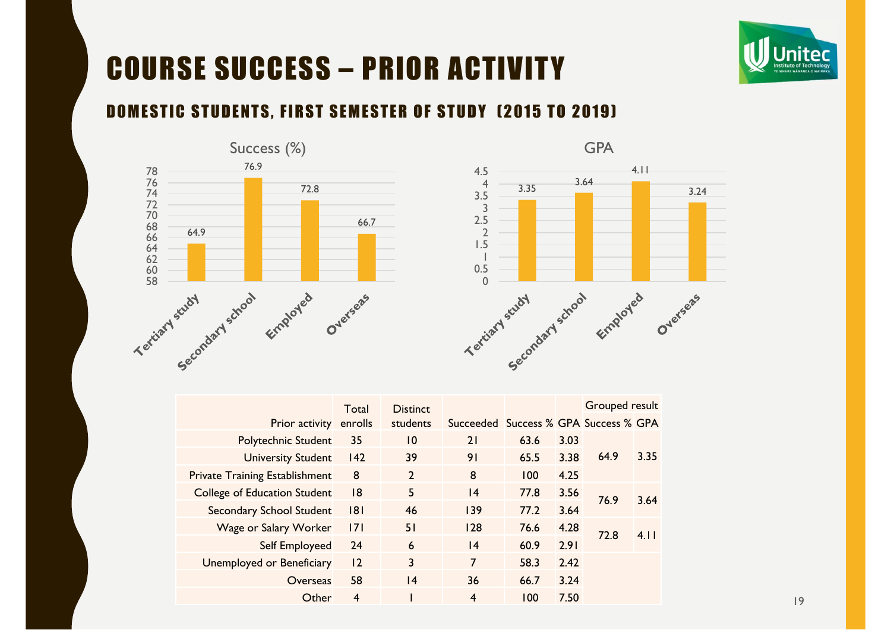# COURSE SUCCESS – PRIOR ACTIVITY

## DOMESTIC STUDENTS, FIRST SEMESTER OF STUDY (2015 TO 2019)

Success (%)

| | Tertiary study | Secondary school | Employed | Overseas |
|---|---|---|---|---|
| Success (%) | 64.9 | 76.9 | 72.8 | 66.7 |

GPA

| | Tertiary study | Secondary school | Employed | Overseas |
|---|---|---|---|---|
| GPA | 3.35 | 3.64 | 4.11 | 3.24 |

| Prior activity | Total enrolls | Distinct students | Succeeded | Success % | GPA | Grouped result Success % | Grouped result GPA |
|---|---|---|---|---|---|---|---|
| Polytechnic Student | 35 | 10 | 21 | 63.6 | 3.03 | 64.9 | 3.35 |
| University Student | 142 | 39 | 91 | 65.5 | 3.38 | | |
| Private Training Establishment | 8 | 2 | 8 | 100 | 4.25 | | |
| College of Education Student | 18 | 5 | 14 | 77.8 | 3.56 | 76.9 | 3.64 |
| Secondary School Student | 181 | 46 | 139 | 77.2 | 3.64 | | |
| Wage or Salary Worker | 171 | 51 | 128 | 76.6 | 4.28 | 72.8 | 4.11 |
| Self Employed | 24 | 6 | 14 | 60.9 | 2.91 | | |
| Unemployed or Beneficiary | 12 | 3 | 7 | 58.3 | 2.42 | | |
| Overseas | 58 | 14 | 36 | 66.7 | 3.24 | | |
| Other | 4 | 1 | 4 | 100 | 7.50 | | |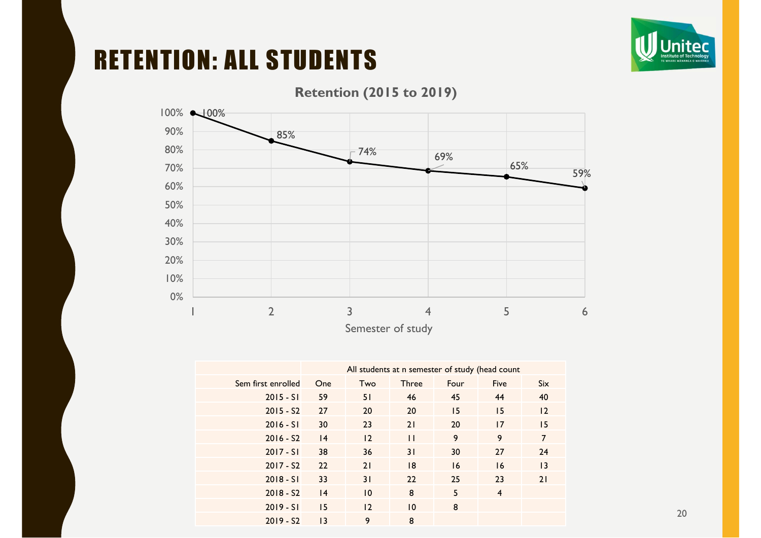# RETENTION: ALL STUDENTS

**Retention (2015 to 2019)**

| Semester of study | 1 | 2 | 3 | 4 | 5 | 6 |
|---|---|---|---|---|---|---|
| Retention | 100% | 85% | 74% | 69% | 65% | 59% |

| | All students at n semester of study (head count | | | | | |
|---|---|---|---|---|---|---|
| Sem first enrolled | One | Two | Three | Four | Five | Six |
| 2015 - S1 | 59 | 51 | 46 | 45 | 44 | 40 |
| 2015 - S2 | 27 | 20 | 20 | 15 | 15 | 12 |
| 2016 - S1 | 30 | 23 | 21 | 20 | 17 | 15 |
| 2016 - S2 | 14 | 12 | 11 | 9 | 9 | 7 |
| 2017 - S1 | 38 | 36 | 31 | 30 | 27 | 24 |
| 2017 - S2 | 22 | 21 | 18 | 16 | 16 | 13 |
| 2018 - S1 | 33 | 31 | 22 | 25 | 23 | 21 |
| 2018 - S2 | 14 | 10 | 8 | 5 | 4 | |
| 2019 - S1 | 15 | 12 | 10 | 8 | | |
| 2019 - S2 | 13 | 9 | 8 | | | |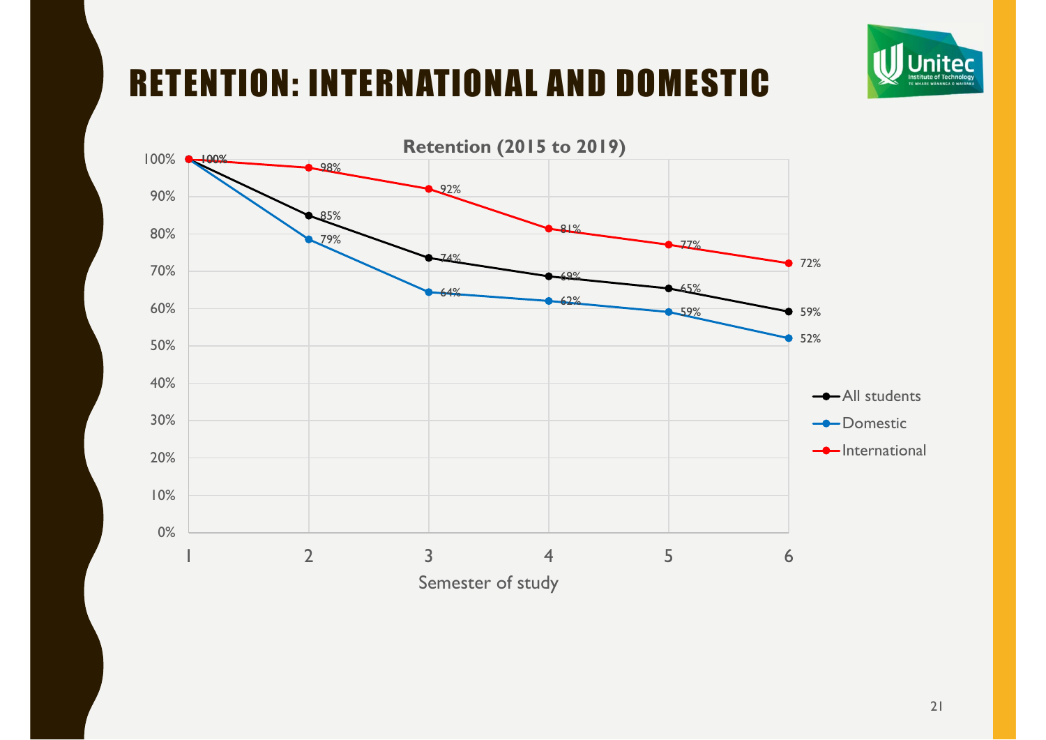# RETENTION: INTERNATIONAL AND DOMESTIC

**Retention (2015 to 2019)**

| Semester of study | All students | Domestic | International |
|---|---|---|---|
| 1 | 100% | 100% | 100% |
| 2 | 85% | 79% | 98% |
| 3 | 74% | 64% | 92% |
| 4 | 69% | 62% | 81% |
| 5 | 65% | 59% | 77% |
| 6 | 59% | 52% | 72% |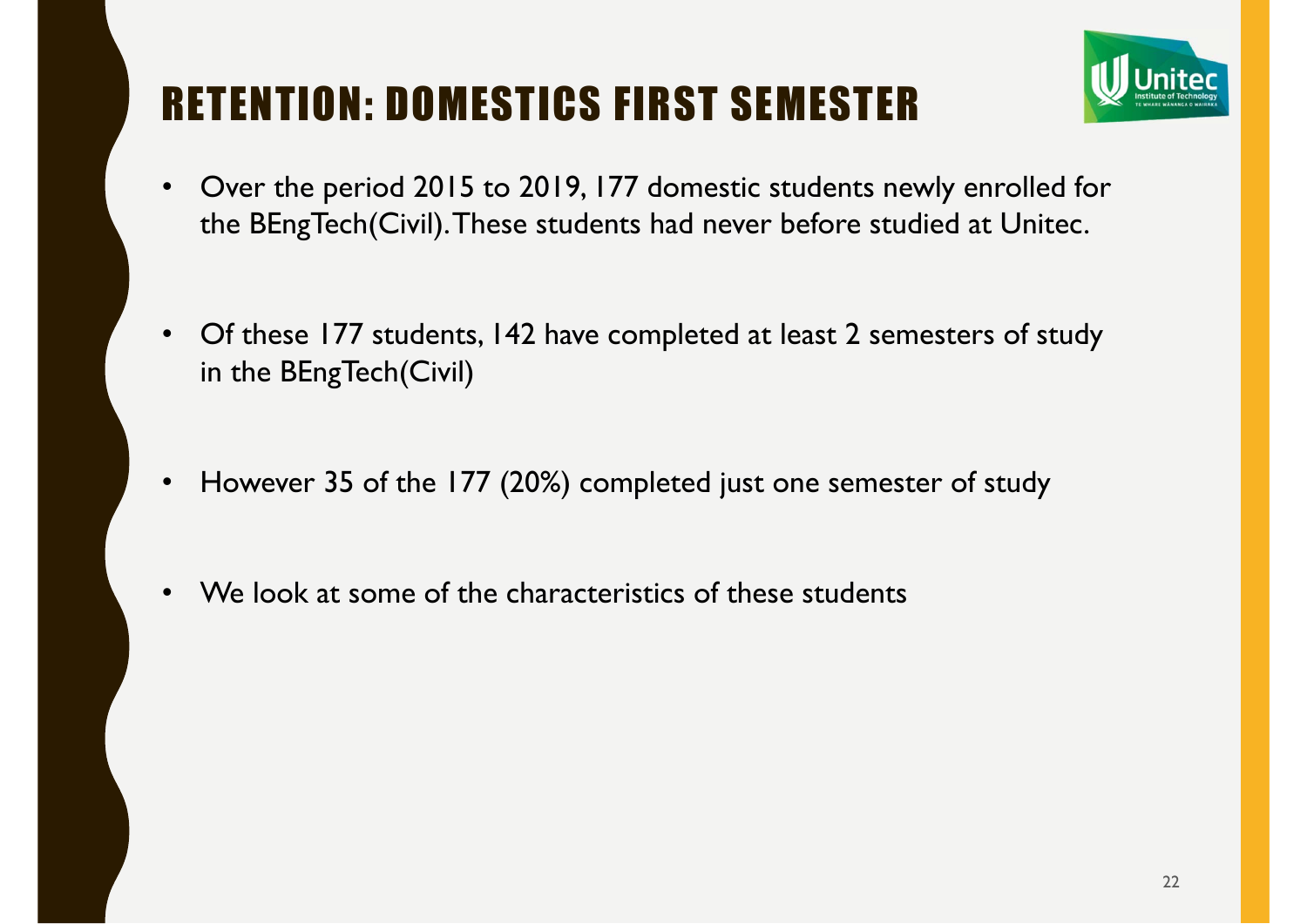# RETENTION: DOMESTICS FIRST SEMESTER

- Over the period 2015 to 2019, 177 domestic students newly enrolled for the BEngTech(Civil). These students had never before studied at Unitec.
- Of these 177 students, 142 have completed at least 2 semesters of study in the BEngTech(Civil)
- However 35 of the 177 (20%) completed just one semester of study
- We look at some of the characteristics of these students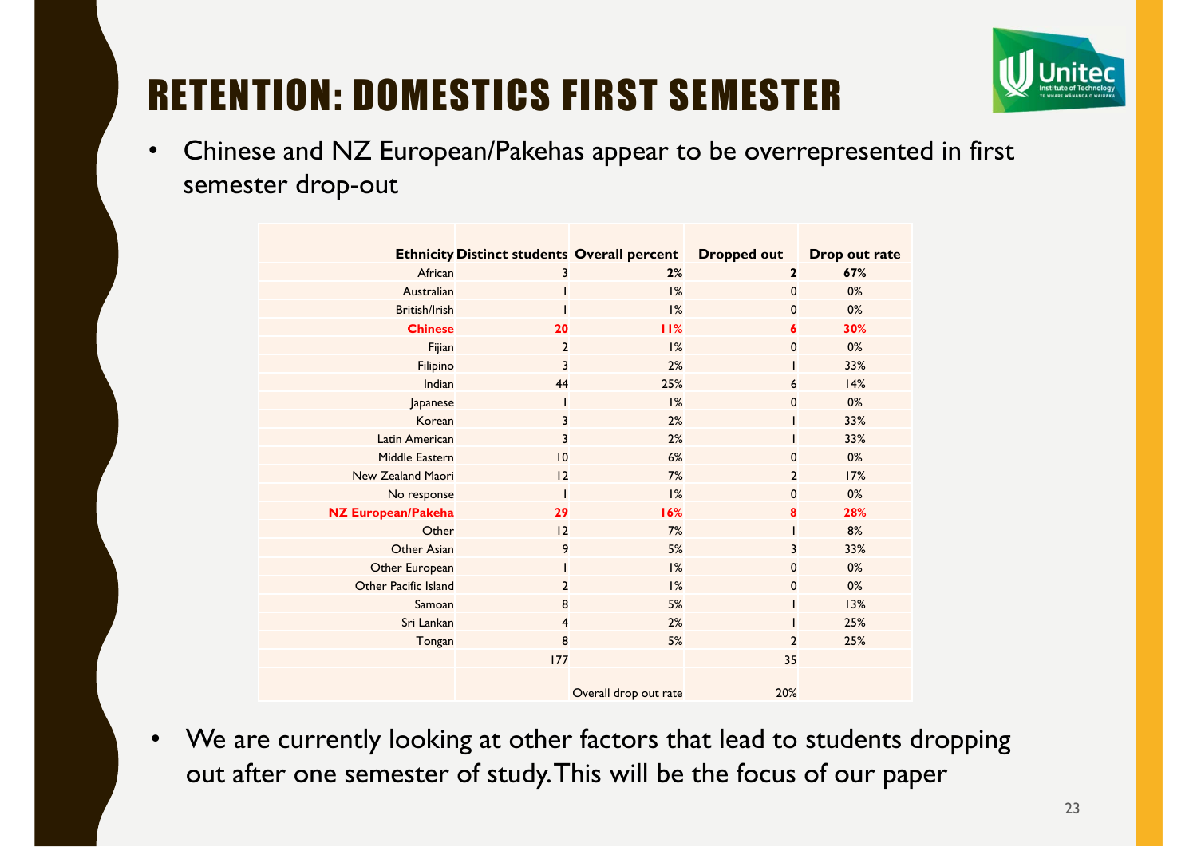# RETENTION: DOMESTICS FIRST SEMESTER

- Chinese and NZ European/Pakehas appear to be overrepresented in first semester drop-out

| Ethnicity | Distinct students | Overall percent | Dropped out | Drop out rate |
|---|---|---|---|---|
| African | 3 | **2%** | **2** | **67%** |
| Australian | 1 | 1% | 0 | 0% |
| British/Irish | 1 | 1% | 0 | 0% |
| **Chinese** | **20** | **11%** | **6** | **30%** |
| Fijian | 2 | 1% | 0 | 0% |
| Filipino | 3 | 2% | 1 | 33% |
| Indian | 44 | 25% | 6 | 14% |
| Japanese | 1 | 1% | 0 | 0% |
| Korean | 3 | 2% | 1 | 33% |
| Latin American | 3 | 2% | 1 | 33% |
| Middle Eastern | 10 | 6% | 0 | 0% |
| New Zealand Maori | 12 | 7% | 2 | 17% |
| No response | 1 | 1% | 0 | 0% |
| **NZ European/Pakeha** | **29** | **16%** | **8** | **28%** |
| Other | 12 | 7% | 1 | 8% |
| Other Asian | 9 | 5% | 3 | 33% |
| Other European | 1 | 1% | 0 | 0% |
| Other Pacific Island | 2 | 1% | 0 | 0% |
| Samoan | 8 | 5% | 1 | 13% |
| Sri Lankan | 4 | 2% | 1 | 25% |
| Tongan | 8 | 5% | 2 | 25% |
| | 177 | | 35 | |
| | | Overall drop out rate | 20% | |

- We are currently looking at other factors that lead to students dropping out after one semester of study. This will be the focus of our paper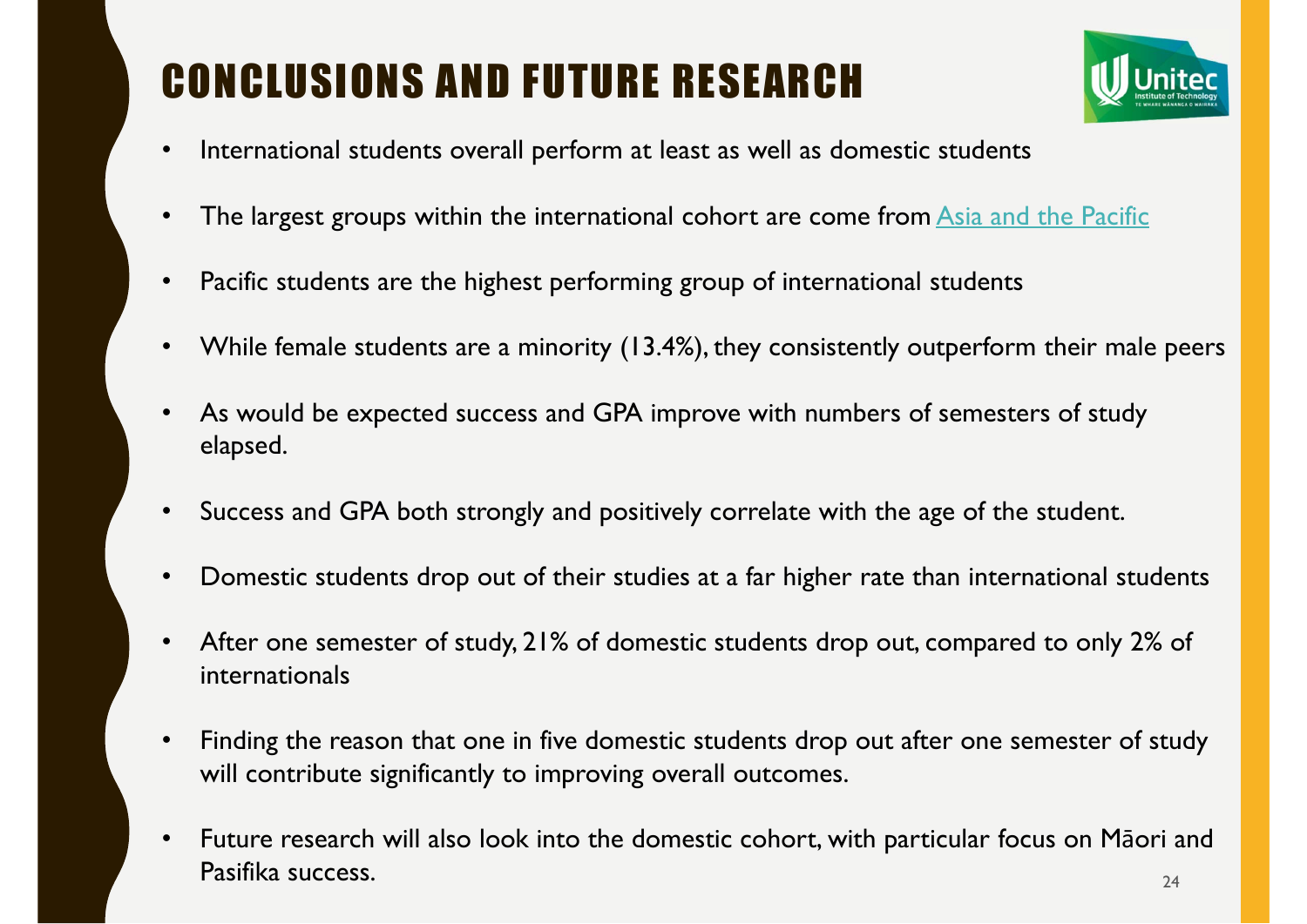# CONCLUSIONS AND FUTURE RESEARCH

- International students overall perform at least as well as domestic students
- The largest groups within the international cohort are come from Asia and the Pacific
- Pacific students are the highest performing group of international students
- While female students are a minority (13.4%), they consistently outperform their male peers
- As would be expected success and GPA improve with numbers of semesters of study elapsed.
- Success and GPA both strongly and positively correlate with the age of the student.
- Domestic students drop out of their studies at a far higher rate than international students
- After one semester of study, 21% of domestic students drop out, compared to only 2% of internationals
- Finding the reason that one in five domestic students drop out after one semester of study will contribute significantly to improving overall outcomes.
- Future research will also look into the domestic cohort, with particular focus on Māori and Pasifika success.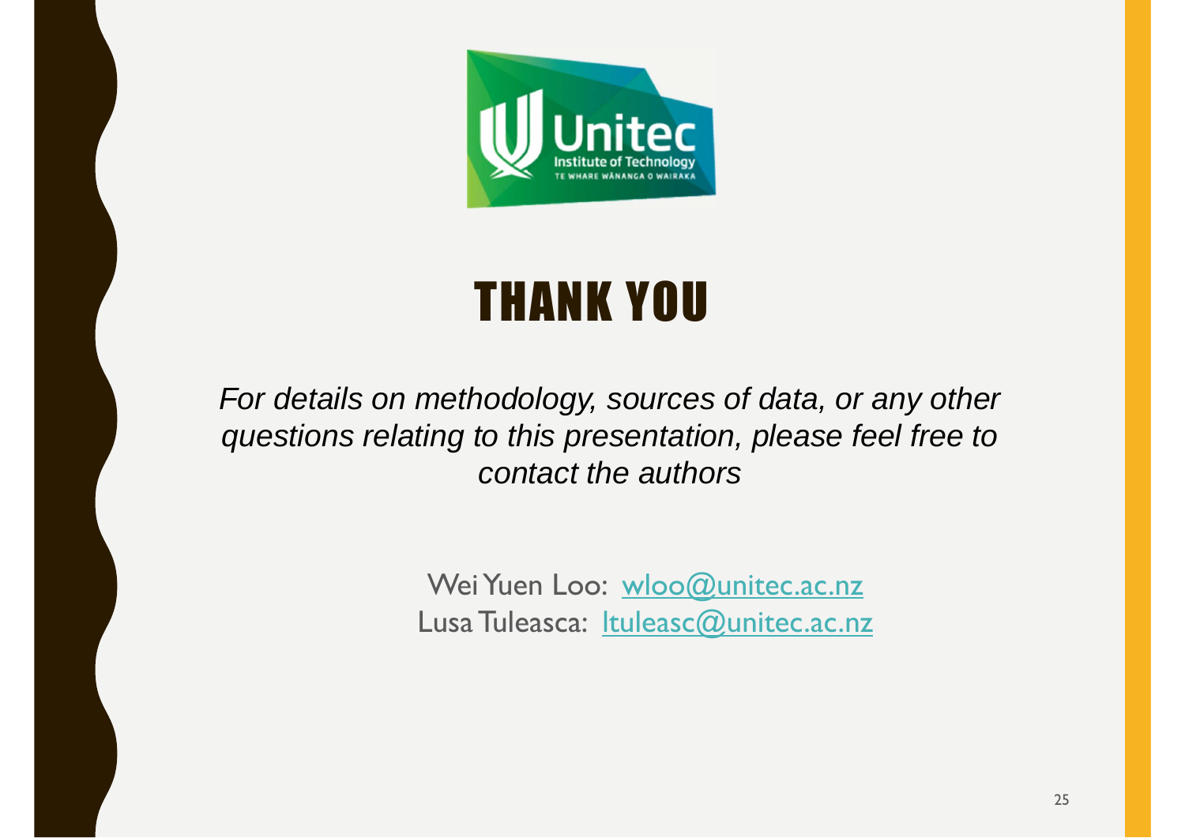# THANK YOU

*For details on methodology, sources of data, or any other questions relating to this presentation, please feel free to contact the authors*

Wei Yuen Loo: wloo@unitec.ac.nz
Lusa Tuleasca: ltuleasc@unitec.ac.nz